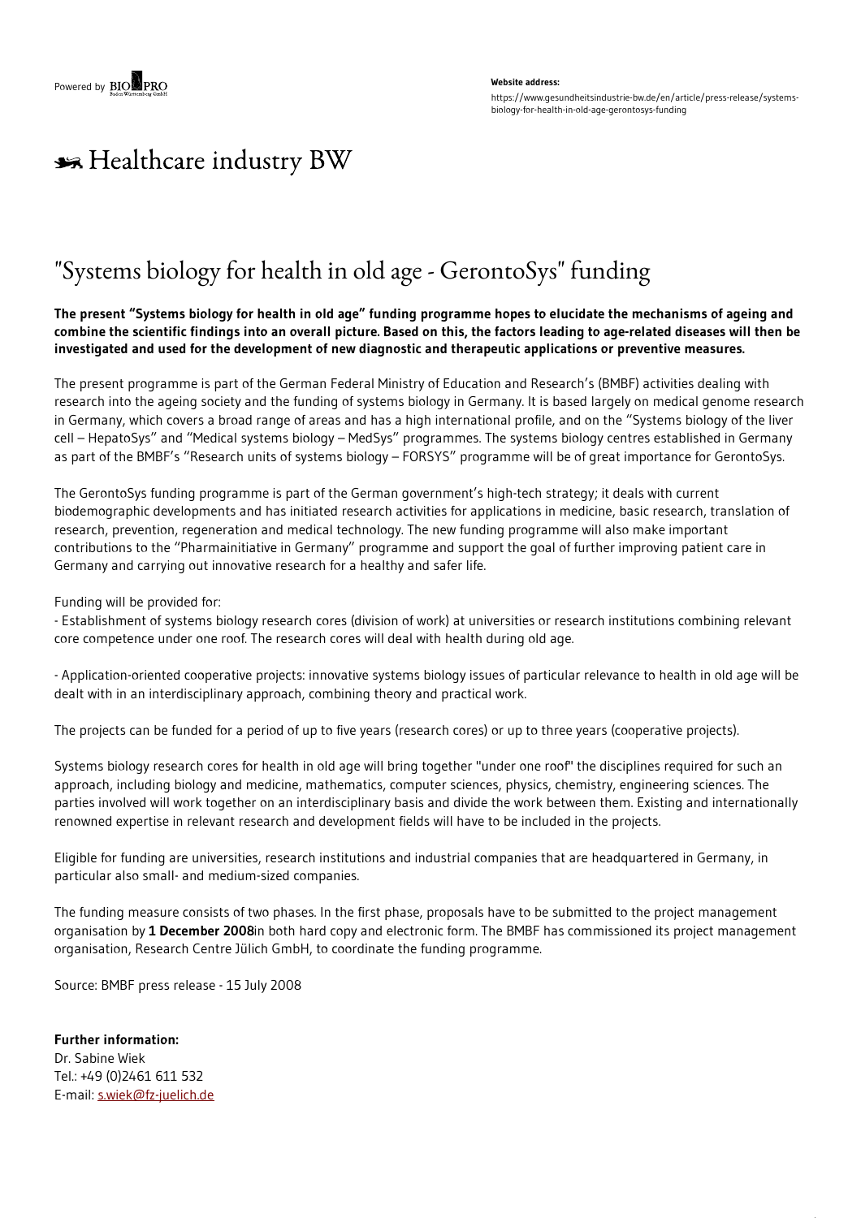Powered by BIOPRO

**Website address:**
https://www.gesundheitsindustrie-bw.de/en/article/press-release/systems-biology-for-health-in-old-age-gerontosys-funding

Healthcare industry BW

# "Systems biology for health in old age - GerontoSys" funding

**The present "Systems biology for health in old age" funding programme hopes to elucidate the mechanisms of ageing and combine the scientific findings into an overall picture. Based on this, the factors leading to age-related diseases will then be investigated and used for the development of new diagnostic and therapeutic applications or preventive measures.**

The present programme is part of the German Federal Ministry of Education and Research's (BMBF) activities dealing with research into the ageing society and the funding of systems biology in Germany. It is based largely on medical genome research in Germany, which covers a broad range of areas and has a high international profile, and on the "Systems biology of the liver cell – HepatoSys" and "Medical systems biology – MedSys" programmes. The systems biology centres established in Germany as part of the BMBF's "Research units of systems biology – FORSYS" programme will be of great importance for GerontoSys.

The GerontoSys funding programme is part of the German government's high-tech strategy; it deals with current biodemographic developments and has initiated research activities for applications in medicine, basic research, translation of research, prevention, regeneration and medical technology. The new funding programme will also make important contributions to the "Pharmainitiative in Germany" programme and support the goal of further improving patient care in Germany and carrying out innovative research for a healthy and safer life.

Funding will be provided for:
- Establishment of systems biology research cores (division of work) at universities or research institutions combining relevant core competence under one roof. The research cores will deal with health during old age.

- Application-oriented cooperative projects: innovative systems biology issues of particular relevance to health in old age will be dealt with in an interdisciplinary approach, combining theory and practical work.

The projects can be funded for a period of up to five years (research cores) or up to three years (cooperative projects).

Systems biology research cores for health in old age will bring together "under one roof" the disciplines required for such an approach, including biology and medicine, mathematics, computer sciences, physics, chemistry, engineering sciences. The parties involved will work together on an interdisciplinary basis and divide the work between them. Existing and internationally renowned expertise in relevant research and development fields will have to be included in the projects.

Eligible for funding are universities, research institutions and industrial companies that are headquartered in Germany, in particular also small- and medium-sized companies.

The funding measure consists of two phases. In the first phase, proposals have to be submitted to the project management organisation by **1 December 2008**in both hard copy and electronic form. The BMBF has commissioned its project management organisation, Research Centre Jülich GmbH, to coordinate the funding programme.

Source: BMBF press release - 15 July 2008

**Further information:**
Dr. Sabine Wiek
Tel.: +49 (0)2461 611 532
E-mail: s.wiek@fz-juelich.de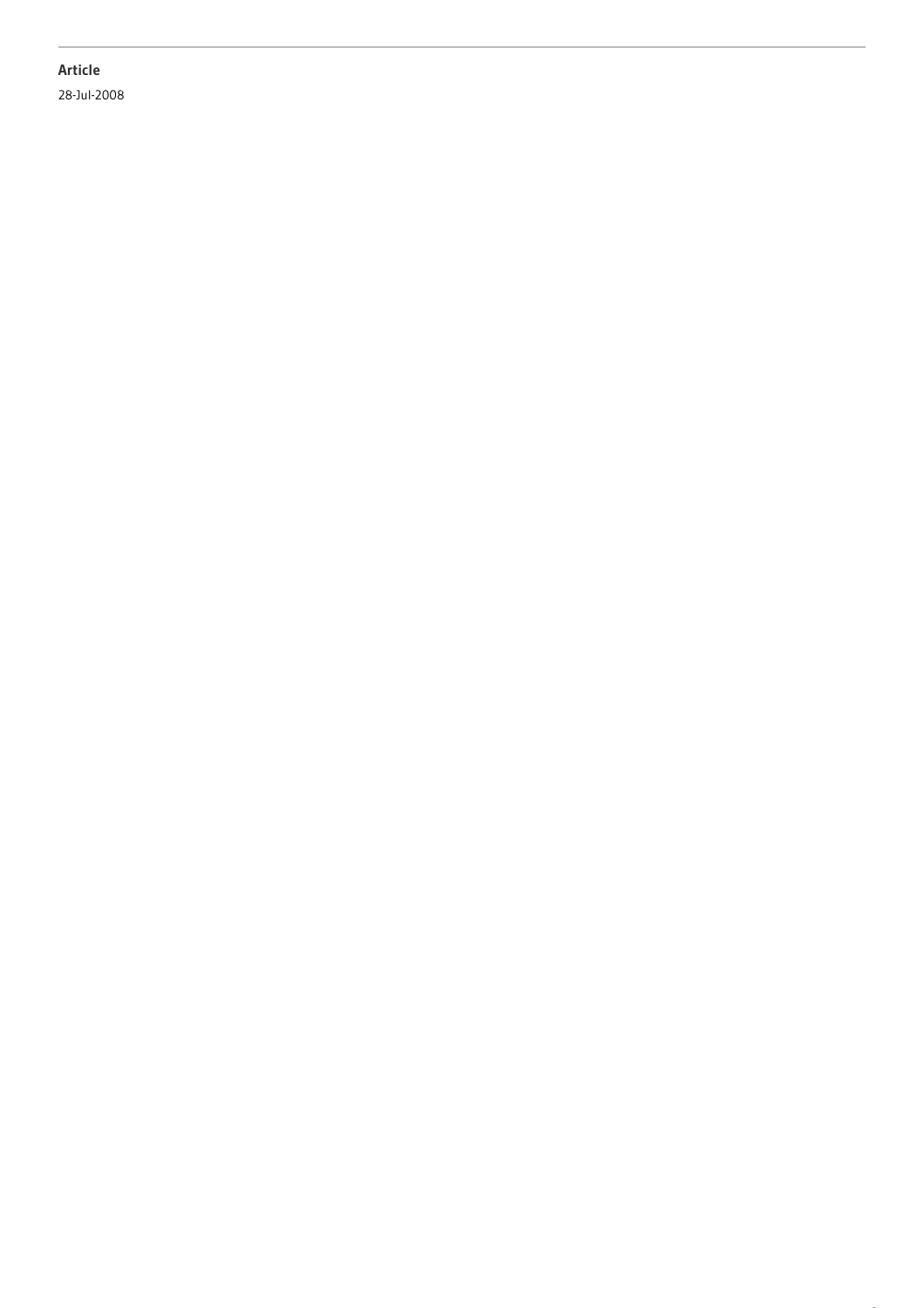**Article**

28-Jul-2008